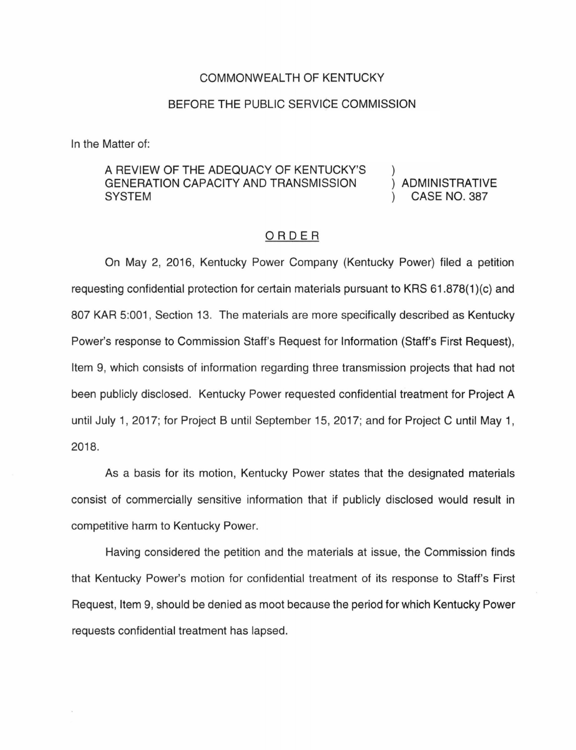COMMONWEALTH OF KENTUCKY

BEFORE THE PUBLIC SERVICE COMMISSION

In the Matter of:

| | | |
|---|---|---|
| A REVIEW OF THE ADEQUACY OF KENTUCKY'S GENERATION CAPACITY AND TRANSMISSION SYSTEM | ) ) ) | ADMINISTRATIVE CASE NO. 387 |

ORDER

On May 2, 2016, Kentucky Power Company (Kentucky Power) filed a petition requesting confidential protection for certain materials pursuant to KRS 61.878(1)(c) and 807 KAR 5:001, Section 13. The materials are more specifically described as Kentucky Power's response to Commission Staff's Request for Information (Staff's First Request), Item 9, which consists of information regarding three transmission projects that had not been publicly disclosed. Kentucky Power requested confidential treatment for Project A until July 1, 2017; for Project B until September 15, 2017; and for Project C until May 1, 2018.

As a basis for its motion, Kentucky Power states that the designated materials consist of commercially sensitive information that if publicly disclosed would result in competitive harm to Kentucky Power.

Having considered the petition and the materials at issue, the Commission finds that Kentucky Power's motion for confidential treatment of its response to Staff's First Request, Item 9, should be denied as moot because the period for which Kentucky Power requests confidential treatment has lapsed.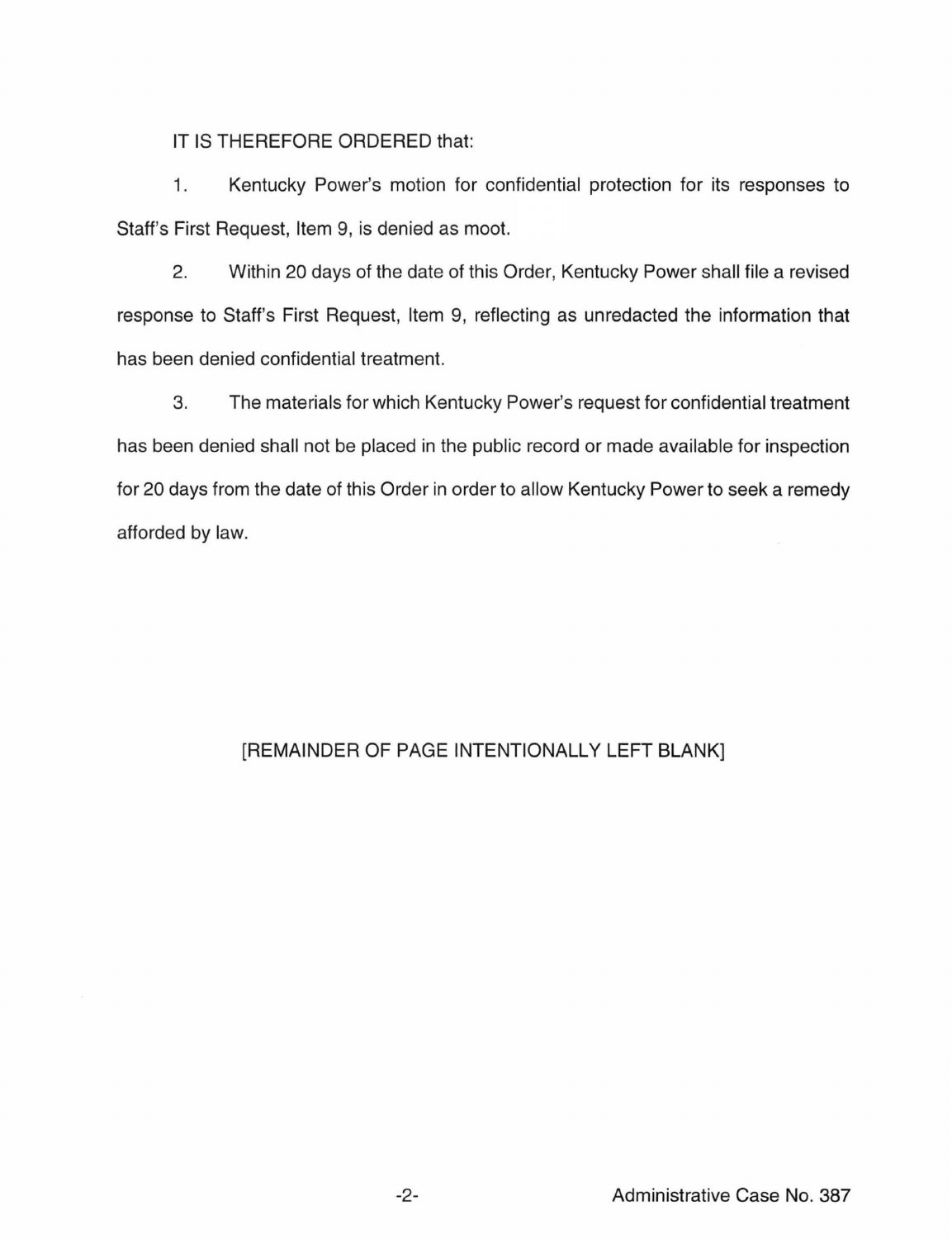IT IS THEREFORE ORDERED that:

1. Kentucky Power's motion for confidential protection for its responses to Staff's First Request, Item 9, is denied as moot.

2. Within 20 days of the date of this Order, Kentucky Power shall file a revised response to Staff's First Request, Item 9, reflecting as unredacted the information that has been denied confidential treatment.

3. The materials for which Kentucky Power's request for confidential treatment has been denied shall not be placed in the public record or made available for inspection for 20 days from the date of this Order in order to allow Kentucky Power to seek a remedy afforded by law.

[REMAINDER OF PAGE INTENTIONALLY LEFT BLANK]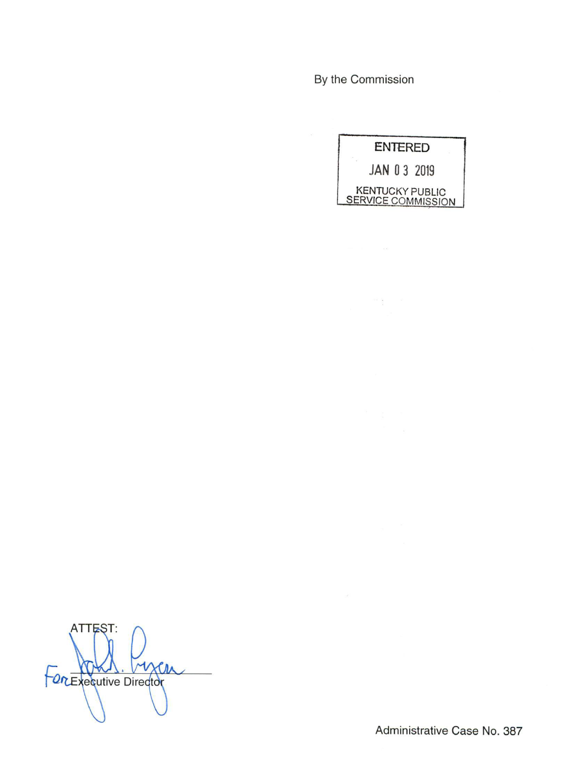By the Commission

ENTERED

JAN 03 2019

KENTUCKY PUBLIC SERVICE COMMISSION

ATTEST:

For Executive Director

Administrative Case No. 387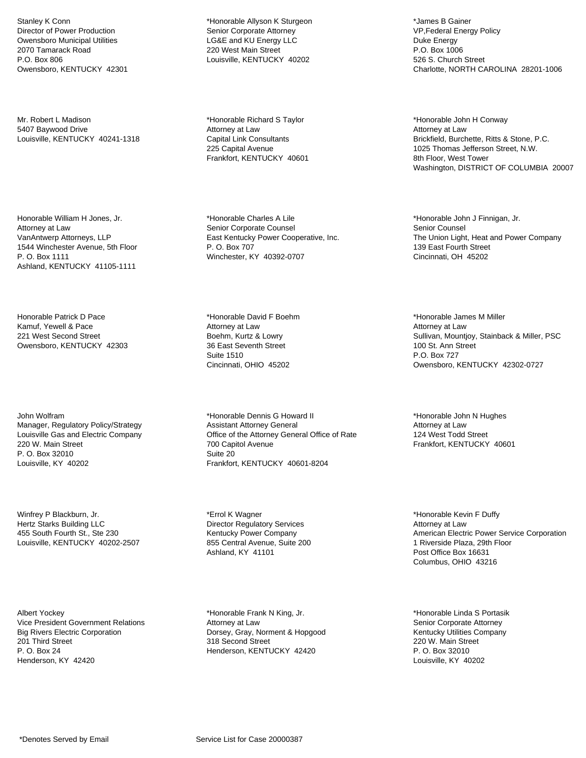Stanley K Conn
Director of Power Production
Owensboro Municipal Utilities
2070 Tamarack Road
P.O. Box 806
Owensboro, KENTUCKY 42301

*Honorable Allyson K Sturgeon
Senior Corporate Attorney
LG&E and KU Energy LLC
220 West Main Street
Louisville, KENTUCKY 40202

*James B Gainer
VP,Federal Energy Policy
Duke Energy
P.O. Box 1006
526 S. Church Street
Charlotte, NORTH CAROLINA 28201-1006

Mr. Robert L Madison
5407 Baywood Drive
Louisville, KENTUCKY 40241-1318

*Honorable Richard S Taylor
Attorney at Law
Capital Link Consultants
225 Capital Avenue
Frankfort, KENTUCKY 40601

*Honorable John H Conway
Attorney at Law
Brickfield, Burchette, Ritts & Stone, P.C.
1025 Thomas Jefferson Street, N.W.
8th Floor, West Tower
Washington, DISTRICT OF COLUMBIA 20007

Honorable William H Jones, Jr.
Attorney at Law
VanAntwerp Attorneys, LLP
1544 Winchester Avenue, 5th Floor
P. O. Box 1111
Ashland, KENTUCKY 41105-1111

*Honorable Charles A Lile
Senior Corporate Counsel
East Kentucky Power Cooperative, Inc.
P. O. Box 707
Winchester, KY 40392-0707

*Honorable John J Finnigan, Jr.
Senior Counsel
The Union Light, Heat and Power Company
139 East Fourth Street
Cincinnati, OH 45202

Honorable Patrick D Pace
Kamuf, Yewell & Pace
221 West Second Street
Owensboro, KENTUCKY 42303

*Honorable David F Boehm
Attorney at Law
Boehm, Kurtz & Lowry
36 East Seventh Street
Suite 1510
Cincinnati, OHIO 45202

*Honorable James M Miller
Attorney at Law
Sullivan, Mountjoy, Stainback & Miller, PSC
100 St. Ann Street
P.O. Box 727
Owensboro, KENTUCKY 42302-0727

John Wolfram
Manager, Regulatory Policy/Strategy
Louisville Gas and Electric Company
220 W. Main Street
P. O. Box 32010
Louisville, KY 40202

*Honorable Dennis G Howard II
Assistant Attorney General
Office of the Attorney General Office of Rate
700 Capitol Avenue
Suite 20
Frankfort, KENTUCKY 40601-8204

*Honorable John N Hughes
Attorney at Law
124 West Todd Street
Frankfort, KENTUCKY 40601

Winfrey P Blackburn, Jr.
Hertz Starks Building LLC
455 South Fourth St., Ste 230
Louisville, KENTUCKY 40202-2507

*Errol K Wagner
Director Regulatory Services
Kentucky Power Company
855 Central Avenue, Suite 200
Ashland, KY 41101

*Honorable Kevin F Duffy
Attorney at Law
American Electric Power Service Corporation
1 Riverside Plaza, 29th Floor
Post Office Box 16631
Columbus, OHIO 43216

Albert Yockey
Vice President Government Relations
Big Rivers Electric Corporation
201 Third Street
P. O. Box 24
Henderson, KY 42420

*Honorable Frank N King, Jr.
Attorney at Law
Dorsey, Gray, Norment & Hopgood
318 Second Street
Henderson, KENTUCKY 42420

*Honorable Linda S Portasik
Senior Corporate Attorney
Kentucky Utilities Company
220 W. Main Street
P. O. Box 32010
Louisville, KY 40202

*Denotes Served by Email

Service List for Case 20000387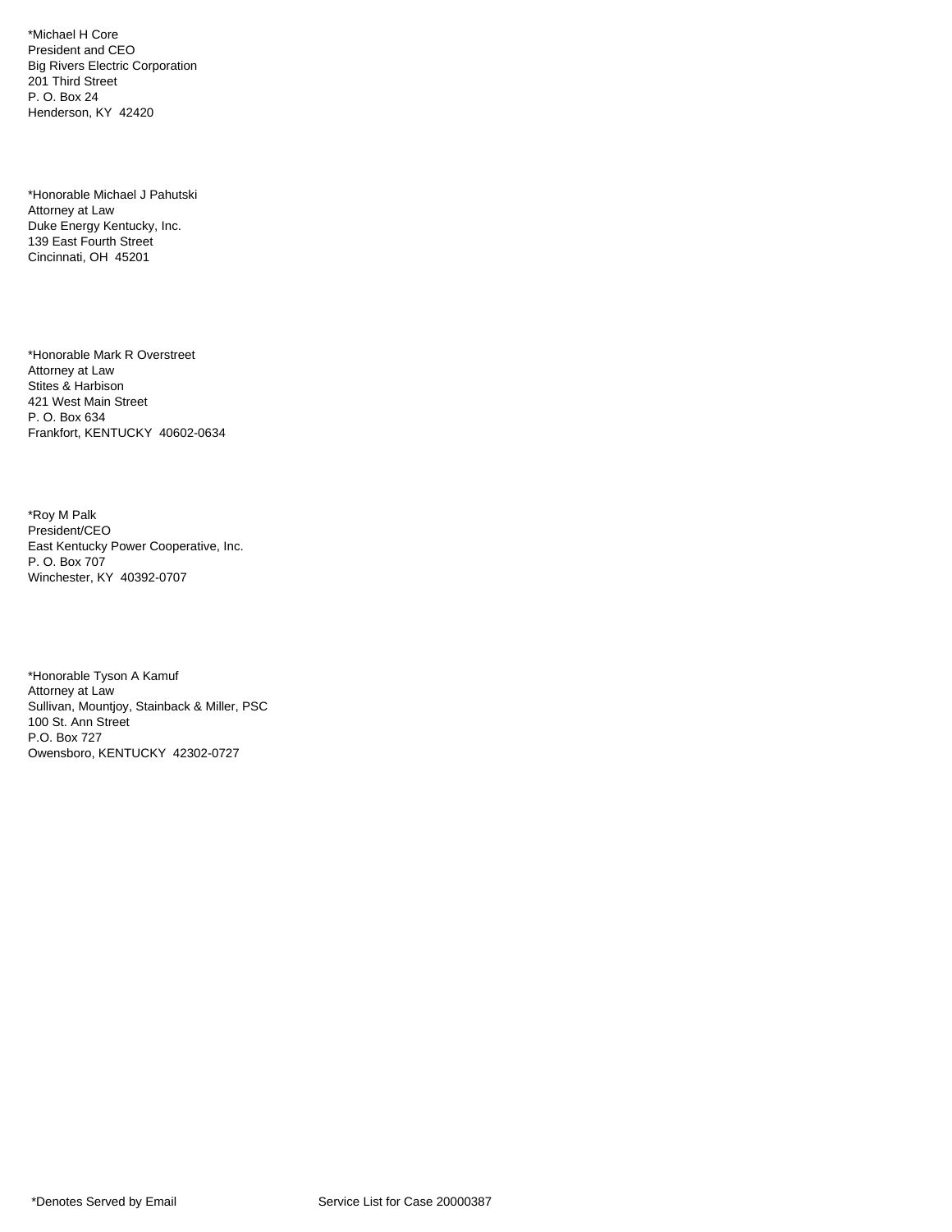*Michael H Core
President and CEO
Big Rivers Electric Corporation
201 Third Street
P. O. Box 24
Henderson, KY  42420

*Honorable Michael J Pahutski
Attorney at Law
Duke Energy Kentucky, Inc.
139 East Fourth Street
Cincinnati, OH  45201

*Honorable Mark R Overstreet
Attorney at Law
Stites & Harbison
421 West Main Street
P. O. Box 634
Frankfort, KENTUCKY  40602-0634

*Roy M Palk
President/CEO
East Kentucky Power Cooperative, Inc.
P. O. Box 707
Winchester, KY  40392-0707

*Honorable Tyson A Kamuf
Attorney at Law
Sullivan, Mountjoy, Stainback & Miller, PSC
100 St. Ann Street
P.O. Box 727
Owensboro, KENTUCKY  42302-0727

*Denotes Served by Email

Service List for Case 20000387